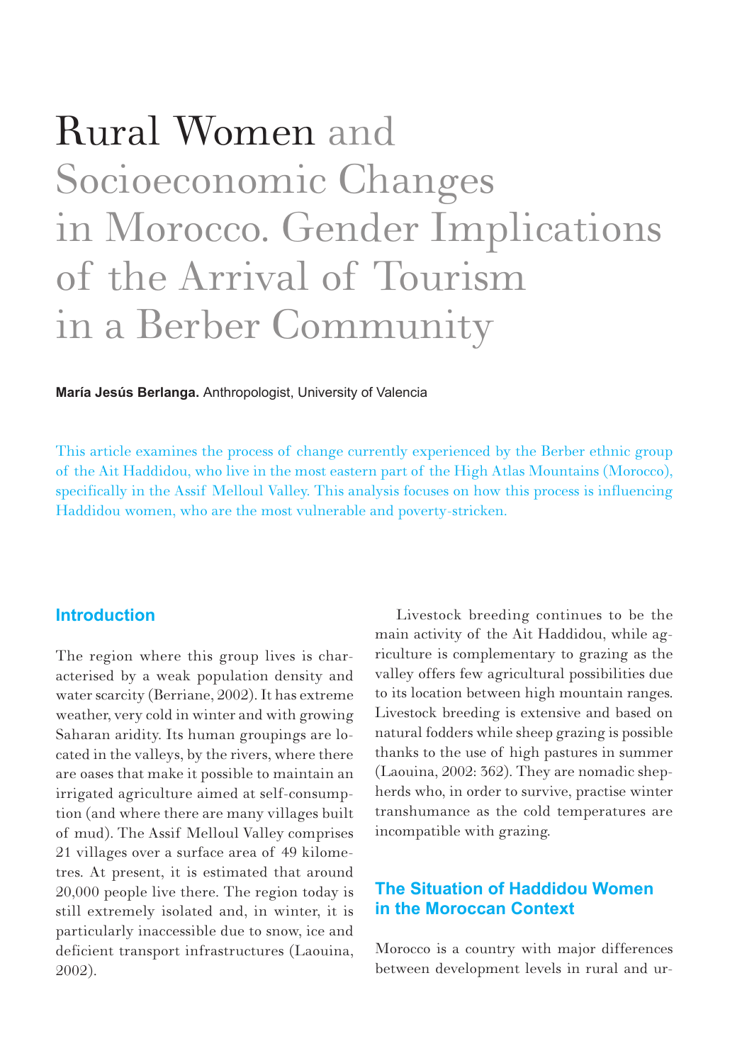# Rural Women and Socioeconomic Changes in Morocco. Gender Implications of the Arrival of Tourism in a Berber Community

**María Jesús Berlanga.** Anthropologist, University of Valencia

This article examines the process of change currently experienced by the Berber ethnic group of the Ait Haddidou, who live in the most eastern part of the High Atlas Mountains (Morocco), specifically in the Assif Melloul Valley. This analysis focuses on how this process is influencing Haddidou women, who are the most vulnerable and poverty-stricken.

## Introduction

The region where this group lives is characterised by a weak population density and water scarcity (Berriane, 2002). It has extreme weather, very cold in winter and with growing Saharan aridity. Its human groupings are located in the valleys, by the rivers, where there are oases that make it possible to maintain an irrigated agriculture aimed at self-consumption (and where there are many villages built of mud). The Assif Melloul Valley comprises 21 villages over a surface area of 49 kilometres. At present, it is estimated that around 20,000 people live there. The region today is still extremely isolated and, in winter, it is particularly inaccessible due to snow, ice and deficient transport infrastructures (Laouina, 2002).

Livestock breeding continues to be the main activity of the Ait Haddidou, while agriculture is complementary to grazing as the valley offers few agricultural possibilities due to its location between high mountain ranges. Livestock breeding is extensive and based on natural fodders while sheep grazing is possible thanks to the use of high pastures in summer (Laouina, 2002: 362). They are nomadic shepherds who, in order to survive, practise winter transhumance as the cold temperatures are incompatible with grazing.

## The Situation of Haddidou Women in the Moroccan Context

Morocco is a country with major differences between development levels in rural and ur-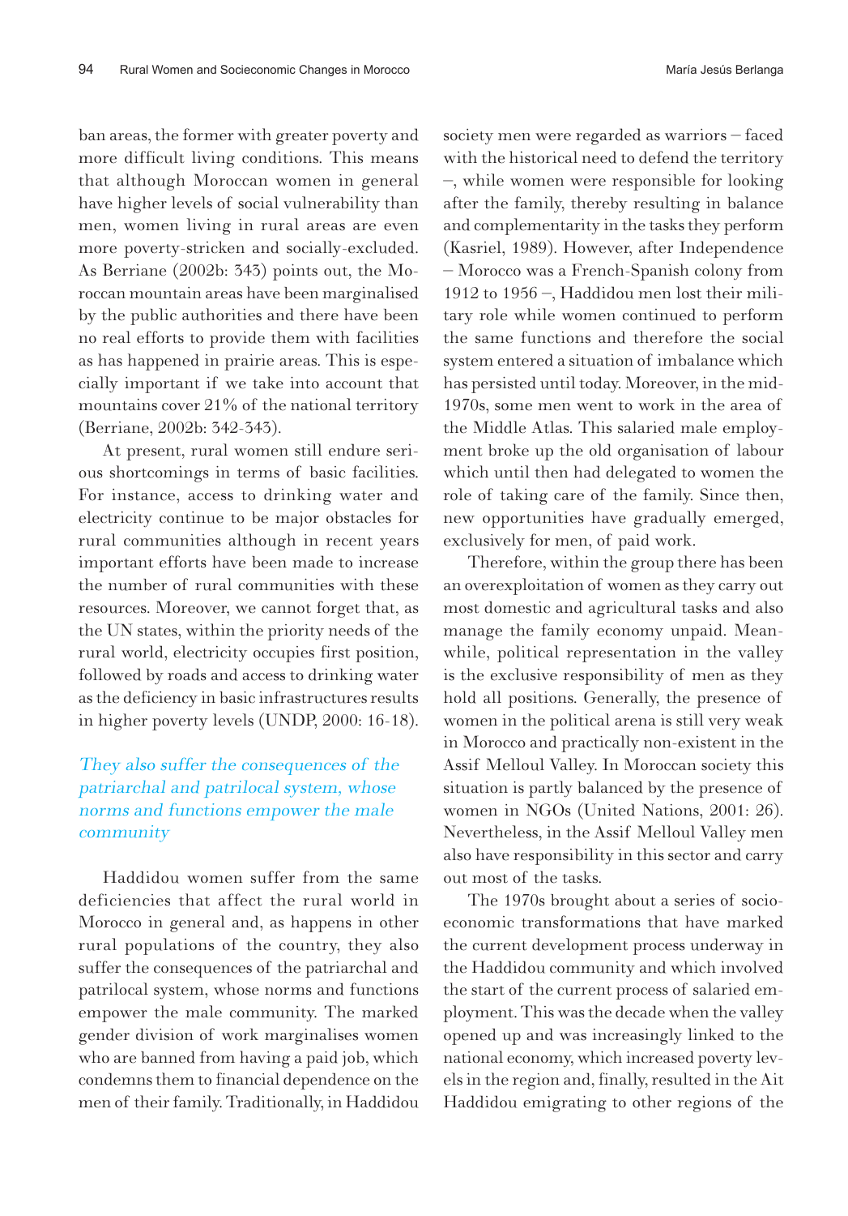ban areas, the former with greater poverty and more difficult living conditions. This means that although Moroccan women in general have higher levels of social vulnerability than men, women living in rural areas are even more poverty-stricken and socially-excluded. As Berriane (2002b: 343) points out, the Moroccan mountain areas have been marginalised by the public authorities and there have been no real efforts to provide them with facilities as has happened in prairie areas. This is especially important if we take into account that mountains cover 21% of the national territory (Berriane, 2002b: 342-343).

At present, rural women still endure serious shortcomings in terms of basic facilities. For instance, access to drinking water and electricity continue to be major obstacles for rural communities although in recent years important efforts have been made to increase the number of rural communities with these resources. Moreover, we cannot forget that, as the UN states, within the priority needs of the rural world, electricity occupies first position, followed by roads and access to drinking water as the deficiency in basic infrastructures results in higher poverty levels (UNDP, 2000: 16-18).

*They also suffer the consequences of the patriarchal and patrilocal system, whose norms and functions empower the male community*

Haddidou women suffer from the same deficiencies that affect the rural world in Morocco in general and, as happens in other rural populations of the country, they also suffer the consequences of the patriarchal and patrilocal system, whose norms and functions empower the male community. The marked gender division of work marginalises women who are banned from having a paid job, which condemns them to financial dependence on the men of their family. Traditionally, in Haddidou society men were regarded as warriors – faced with the historical need to defend the territory –, while women were responsible for looking after the family, thereby resulting in balance and complementarity in the tasks they perform (Kasriel, 1989). However, after Independence – Morocco was a French-Spanish colony from 1912 to 1956 –, Haddidou men lost their military role while women continued to perform the same functions and therefore the social system entered a situation of imbalance which has persisted until today. Moreover, in the mid-1970s, some men went to work in the area of the Middle Atlas. This salaried male employment broke up the old organisation of labour which until then had delegated to women the role of taking care of the family. Since then, new opportunities have gradually emerged, exclusively for men, of paid work.

Therefore, within the group there has been an overexploitation of women as they carry out most domestic and agricultural tasks and also manage the family economy unpaid. Meanwhile, political representation in the valley is the exclusive responsibility of men as they hold all positions. Generally, the presence of women in the political arena is still very weak in Morocco and practically non-existent in the Assif Melloul Valley. In Moroccan society this situation is partly balanced by the presence of women in NGOs (United Nations, 2001: 26). Nevertheless, in the Assif Melloul Valley men also have responsibility in this sector and carry out most of the tasks.

The 1970s brought about a series of socioeconomic transformations that have marked the current development process underway in the Haddidou community and which involved the start of the current process of salaried employment. This was the decade when the valley opened up and was increasingly linked to the national economy, which increased poverty levels in the region and, finally, resulted in the Ait Haddidou emigrating to other regions of the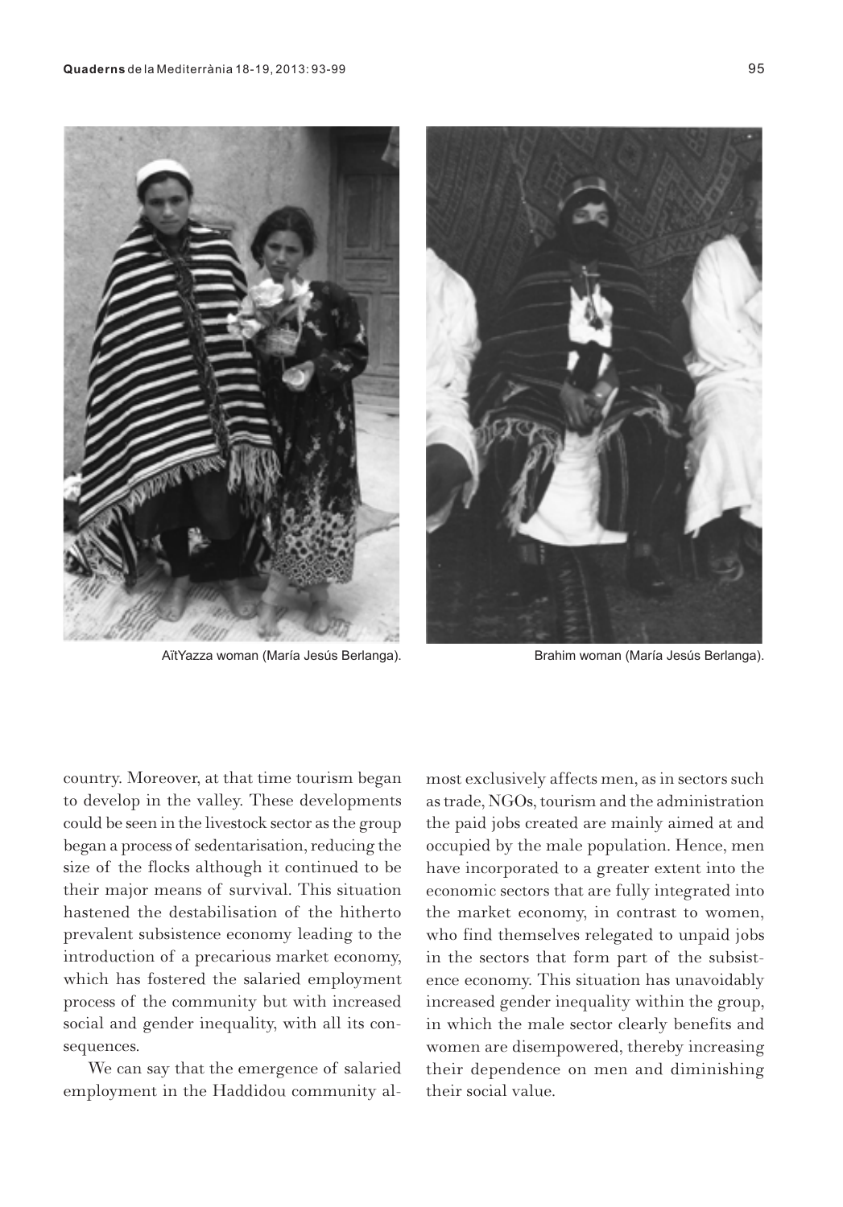AïtYazza woman (María Jesús Berlanga).

Brahim woman (María Jesús Berlanga).

country. Moreover, at that time tourism began to develop in the valley. These developments could be seen in the livestock sector as the group began a process of sedentarisation, reducing the size of the flocks although it continued to be their major means of survival. This situation hastened the destabilisation of the hitherto prevalent subsistence economy leading to the introduction of a precarious market economy, which has fostered the salaried employment process of the community but with increased social and gender inequality, with all its consequences.

We can say that the emergence of salaried employment in the Haddidou community almost exclusively affects men, as in sectors such as trade, NGOs, tourism and the administration the paid jobs created are mainly aimed at and occupied by the male population. Hence, men have incorporated to a greater extent into the economic sectors that are fully integrated into the market economy, in contrast to women, who find themselves relegated to unpaid jobs in the sectors that form part of the subsistence economy. This situation has unavoidably increased gender inequality within the group, in which the male sector clearly benefits and women are disempowered, thereby increasing their dependence on men and diminishing their social value.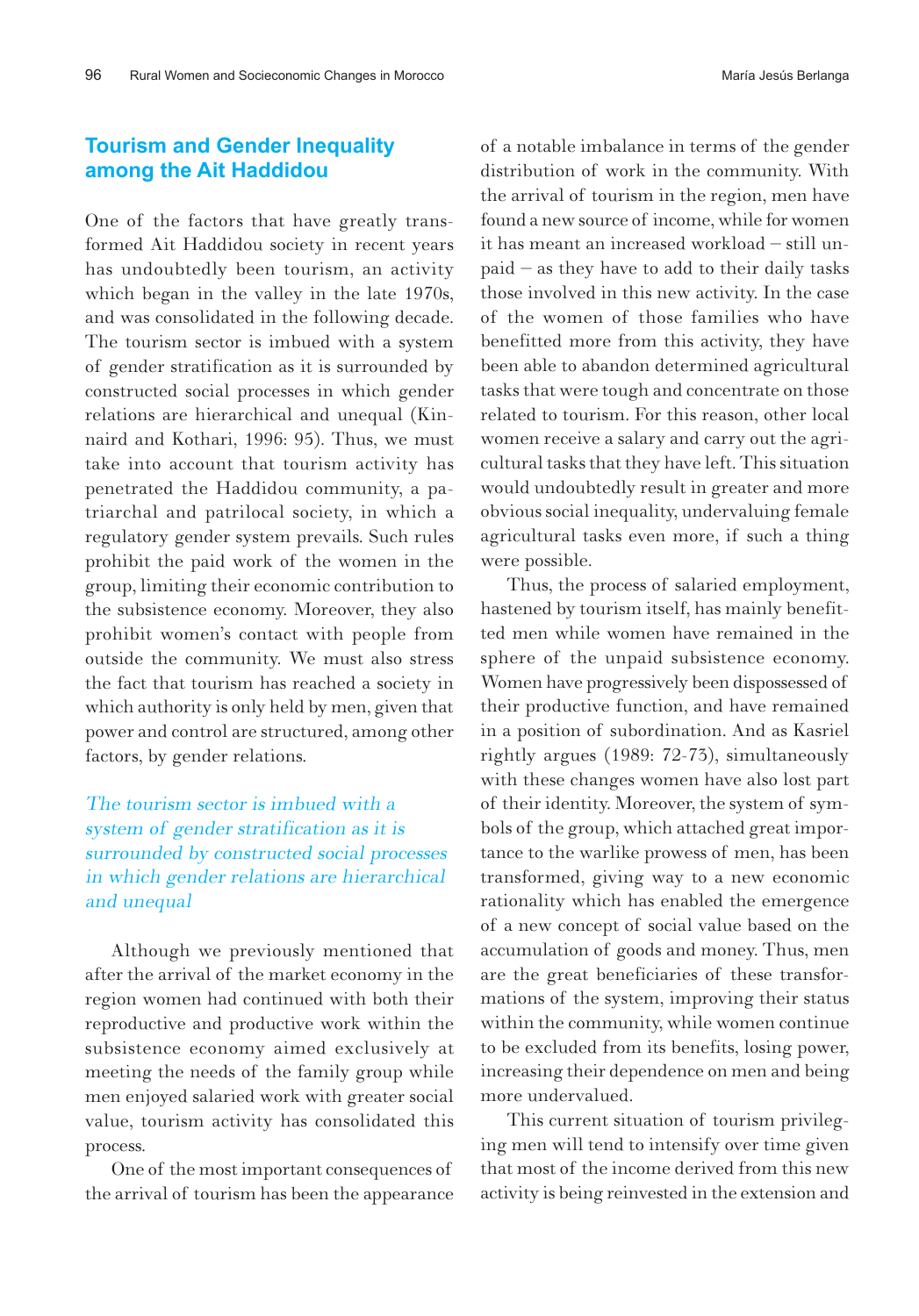## Tourism and Gender Inequality among the Ait Haddidou

One of the factors that have greatly transformed Ait Haddidou society in recent years has undoubtedly been tourism, an activity which began in the valley in the late 1970s, and was consolidated in the following decade. The tourism sector is imbued with a system of gender stratification as it is surrounded by constructed social processes in which gender relations are hierarchical and unequal (Kinnaird and Kothari, 1996: 95). Thus, we must take into account that tourism activity has penetrated the Haddidou community, a patriarchal and patrilocal society, in which a regulatory gender system prevails. Such rules prohibit the paid work of the women in the group, limiting their economic contribution to the subsistence economy. Moreover, they also prohibit women's contact with people from outside the community. We must also stress the fact that tourism has reached a society in which authority is only held by men, given that power and control are structured, among other factors, by gender relations.

*The tourism sector is imbued with a system of gender stratification as it is surrounded by constructed social processes in which gender relations are hierarchical and unequal*

Although we previously mentioned that after the arrival of the market economy in the region women had continued with both their reproductive and productive work within the subsistence economy aimed exclusively at meeting the needs of the family group while men enjoyed salaried work with greater social value, tourism activity has consolidated this process.

One of the most important consequences of the arrival of tourism has been the appearance of a notable imbalance in terms of the gender distribution of work in the community. With the arrival of tourism in the region, men have found a new source of income, while for women it has meant an increased workload – still unpaid – as they have to add to their daily tasks those involved in this new activity. In the case of the women of those families who have benefitted more from this activity, they have been able to abandon determined agricultural tasks that were tough and concentrate on those related to tourism. For this reason, other local women receive a salary and carry out the agricultural tasks that they have left. This situation would undoubtedly result in greater and more obvious social inequality, undervaluing female agricultural tasks even more, if such a thing were possible.

Thus, the process of salaried employment, hastened by tourism itself, has mainly benefitted men while women have remained in the sphere of the unpaid subsistence economy. Women have progressively been dispossessed of their productive function, and have remained in a position of subordination. And as Kasriel rightly argues (1989: 72-73), simultaneously with these changes women have also lost part of their identity. Moreover, the system of symbols of the group, which attached great importance to the warlike prowess of men, has been transformed, giving way to a new economic rationality which has enabled the emergence of a new concept of social value based on the accumulation of goods and money. Thus, men are the great beneficiaries of these transformations of the system, improving their status within the community, while women continue to be excluded from its benefits, losing power, increasing their dependence on men and being more undervalued.

This current situation of tourism privileging men will tend to intensify over time given that most of the income derived from this new activity is being reinvested in the extension and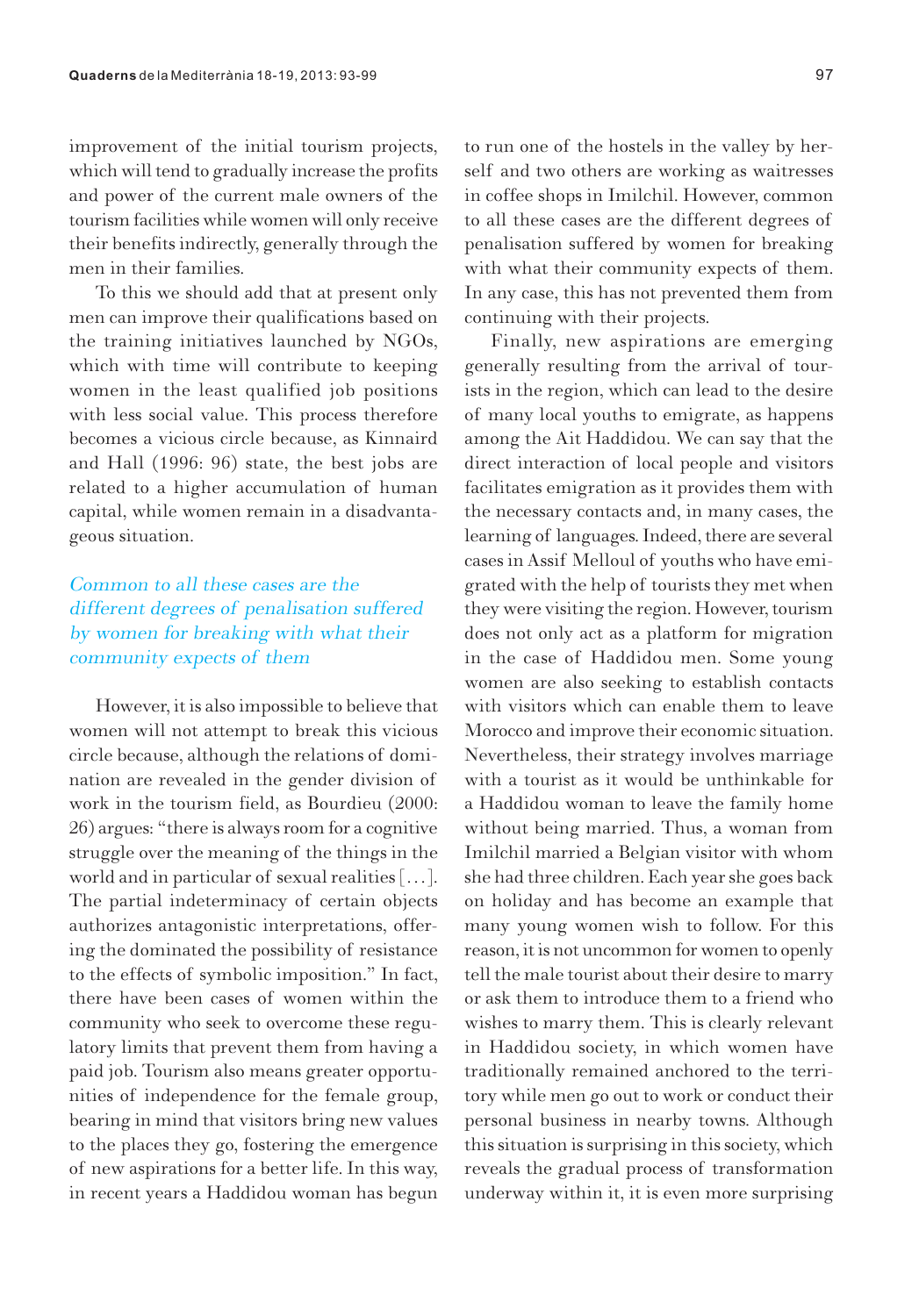improvement of the initial tourism projects, which will tend to gradually increase the profits and power of the current male owners of the tourism facilities while women will only receive their benefits indirectly, generally through the men in their families.

To this we should add that at present only men can improve their qualifications based on the training initiatives launched by NGOs, which with time will contribute to keeping women in the least qualified job positions with less social value. This process therefore becomes a vicious circle because, as Kinnaird and Hall (1996: 96) state, the best jobs are related to a higher accumulation of human capital, while women remain in a disadvantageous situation.

*Common to all these cases are the different degrees of penalisation suffered by women for breaking with what their community expects of them*

However, it is also impossible to believe that women will not attempt to break this vicious circle because, although the relations of domination are revealed in the gender division of work in the tourism field, as Bourdieu (2000: 26) argues: "there is always room for a cognitive struggle over the meaning of the things in the world and in particular of sexual realities [...]. The partial indeterminacy of certain objects authorizes antagonistic interpretations, offering the dominated the possibility of resistance to the effects of symbolic imposition." In fact, there have been cases of women within the community who seek to overcome these regulatory limits that prevent them from having a paid job. Tourism also means greater opportunities of independence for the female group, bearing in mind that visitors bring new values to the places they go, fostering the emergence of new aspirations for a better life. In this way, in recent years a Haddidou woman has begun to run one of the hostels in the valley by herself and two others are working as waitresses in coffee shops in Imilchil. However, common to all these cases are the different degrees of penalisation suffered by women for breaking with what their community expects of them. In any case, this has not prevented them from continuing with their projects.

Finally, new aspirations are emerging generally resulting from the arrival of tourists in the region, which can lead to the desire of many local youths to emigrate, as happens among the Ait Haddidou. We can say that the direct interaction of local people and visitors facilitates emigration as it provides them with the necessary contacts and, in many cases, the learning of languages. Indeed, there are several cases in Assif Melloul of youths who have emigrated with the help of tourists they met when they were visiting the region. However, tourism does not only act as a platform for migration in the case of Haddidou men. Some young women are also seeking to establish contacts with visitors which can enable them to leave Morocco and improve their economic situation. Nevertheless, their strategy involves marriage with a tourist as it would be unthinkable for a Haddidou woman to leave the family home without being married. Thus, a woman from Imilchil married a Belgian visitor with whom she had three children. Each year she goes back on holiday and has become an example that many young women wish to follow. For this reason, it is not uncommon for women to openly tell the male tourist about their desire to marry or ask them to introduce them to a friend who wishes to marry them. This is clearly relevant in Haddidou society, in which women have traditionally remained anchored to the territory while men go out to work or conduct their personal business in nearby towns. Although this situation is surprising in this society, which reveals the gradual process of transformation underway within it, it is even more surprising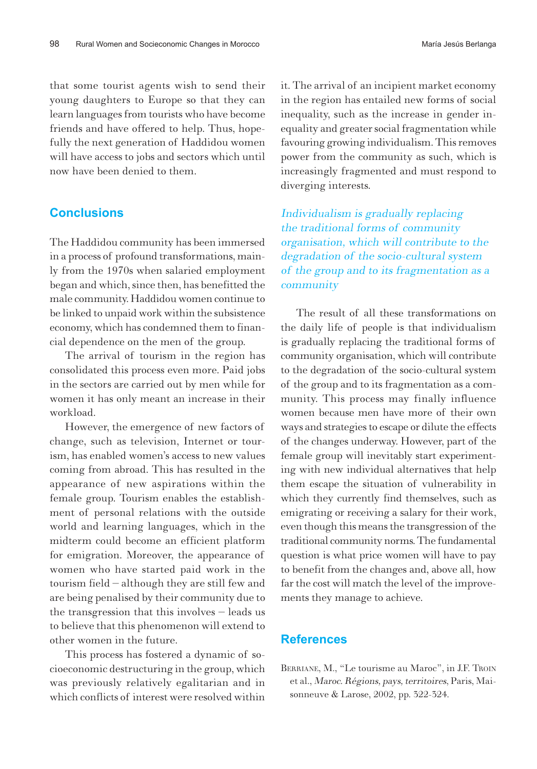that some tourist agents wish to send their young daughters to Europe so that they can learn languages from tourists who have become friends and have offered to help. Thus, hopefully the next generation of Haddidou women will have access to jobs and sectors which until now have been denied to them.

## Conclusions

The Haddidou community has been immersed in a process of profound transformations, mainly from the 1970s when salaried employment began and which, since then, has benefitted the male community. Haddidou women continue to be linked to unpaid work within the subsistence economy, which has condemned them to financial dependence on the men of the group.

The arrival of tourism in the region has consolidated this process even more. Paid jobs in the sectors are carried out by men while for women it has only meant an increase in their workload.

However, the emergence of new factors of change, such as television, Internet or tourism, has enabled women's access to new values coming from abroad. This has resulted in the appearance of new aspirations within the female group. Tourism enables the establishment of personal relations with the outside world and learning languages, which in the midterm could become an efficient platform for emigration. Moreover, the appearance of women who have started paid work in the tourism field – although they are still few and are being penalised by their community due to the transgression that this involves – leads us to believe that this phenomenon will extend to other women in the future.

This process has fostered a dynamic of socioeconomic destructuring in the group, which was previously relatively egalitarian and in which conflicts of interest were resolved within it. The arrival of an incipient market economy in the region has entailed new forms of social inequality, such as the increase in gender inequality and greater social fragmentation while favouring growing individualism. This removes power from the community as such, which is increasingly fragmented and must respond to diverging interests.

*Individualism is gradually replacing the traditional forms of community organisation, which will contribute to the degradation of the socio-cultural system of the group and to its fragmentation as a community*

The result of all these transformations on the daily life of people is that individualism is gradually replacing the traditional forms of community organisation, which will contribute to the degradation of the socio-cultural system of the group and to its fragmentation as a community. This process may finally influence women because men have more of their own ways and strategies to escape or dilute the effects of the changes underway. However, part of the female group will inevitably start experimenting with new individual alternatives that help them escape the situation of vulnerability in which they currently find themselves, such as emigrating or receiving a salary for their work, even though this means the transgression of the traditional community norms. The fundamental question is what price women will have to pay to benefit from the changes and, above all, how far the cost will match the level of the improvements they manage to achieve.

## References

Berriane, M., "Le tourisme au Maroc", in J.F. Troin et al., *Maroc. Régions, pays, territoires*, Paris, Maisonneuve & Larose, 2002, pp. 322-324.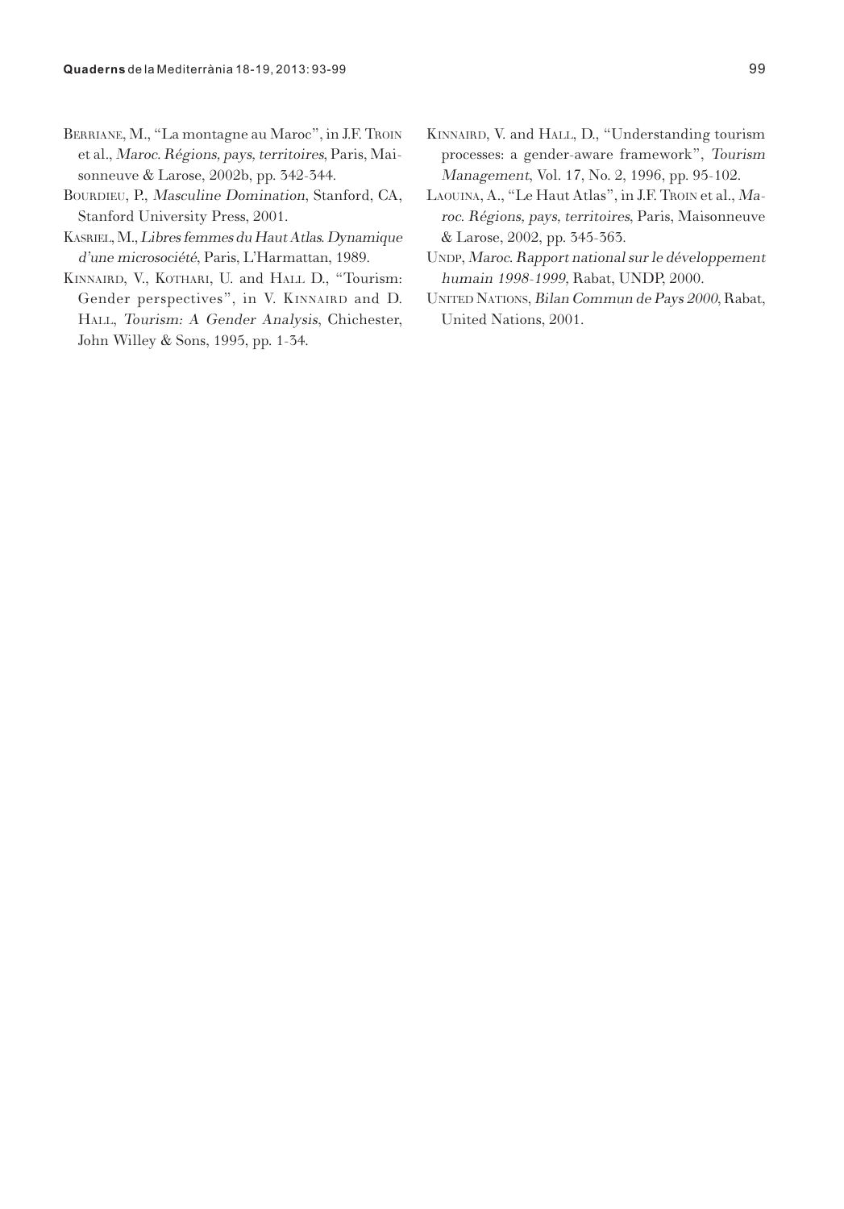Berriane, M., "La montagne au Maroc", in J.F. Troin et al., *Maroc. Régions, pays, territoires*, Paris, Maisonneuve & Larose, 2002b, pp. 342-344.

Bourdieu, P., *Masculine Domination*, Stanford, CA, Stanford University Press, 2001.

Kasriel, M., *Libres femmes du Haut Atlas. Dynamique d'une microsociété*, Paris, L'Harmattan, 1989.

Kinnaird, V., Kothari, U. and Hall D., "Tourism: Gender perspectives", in V. Kinnaird and D. Hall, *Tourism: A Gender Analysis*, Chichester, John Willey & Sons, 1995, pp. 1-34.

Kinnaird, V. and Hall, D., "Understanding tourism processes: a gender-aware framework", *Tourism Management*, Vol. 17, No. 2, 1996, pp. 95-102.

Laouina, A., "Le Haut Atlas", in J.F. Troin et al., *Maroc. Régions, pays, territoires*, Paris, Maisonneuve & Larose, 2002, pp. 345-363.

Undp, *Maroc. Rapport national sur le développement humain 1998-1999*, Rabat, UNDP, 2000.

United Nations, *Bilan Commun de Pays 2000*, Rabat, United Nations, 2001.